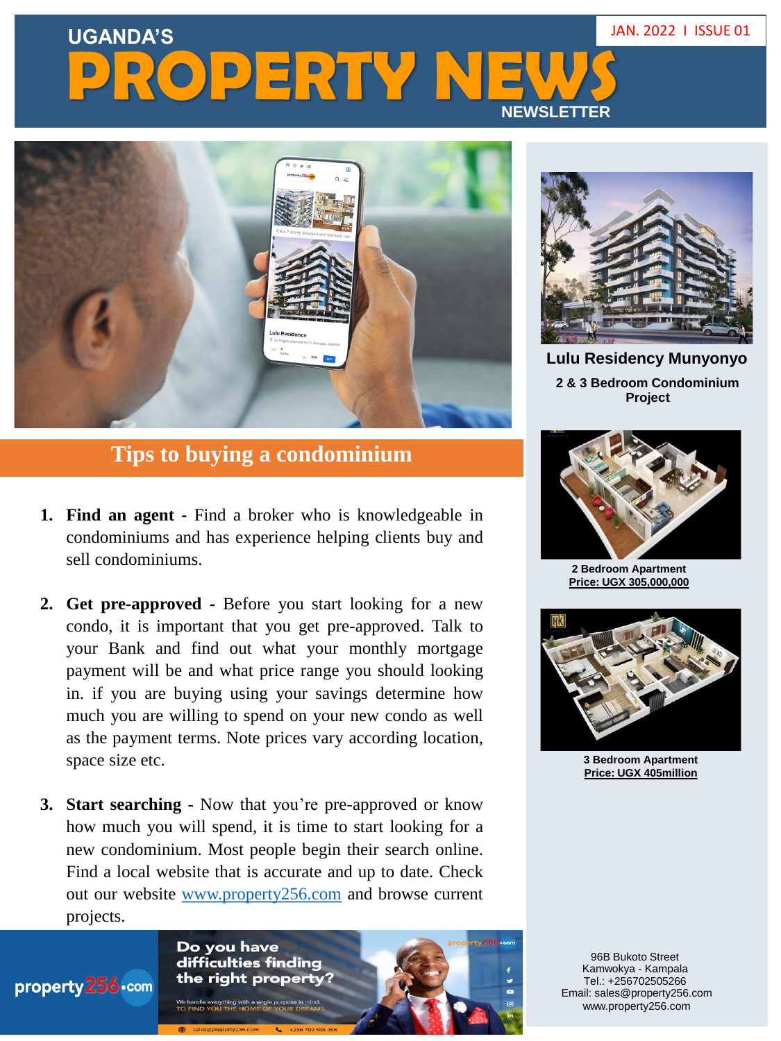# UGANDA'S PROPERTY NEWS

NEWSLETTER

JAN. 2022 I ISSUE 01

## Tips to buying a condominium

1. **Find an agent -** Find a broker who is knowledgeable in condominiums and has experience helping clients buy and sell condominiums.

2. **Get pre-approved** - Before you start looking for a new condo, it is important that you get pre-approved. Talk to your Bank and find out what your monthly mortgage payment will be and what price range you should looking in. if you are buying using your savings determine how much you are willing to spend on your new condo as well as the payment terms. Note prices vary according location, space size etc.

3. **Start searching** - Now that you're pre-approved or know how much you will spend, it is time to start looking for a new condominium. Most people begin their search online. Find a local website that is accurate and up to date. Check out our website [www.property256.com](http://www.property256.com) and browse current projects.

property256.com

**Do you have difficulties finding the right property?**

We handle everything with a single purpose in mind: TO FIND YOU THE HOME OF YOUR DREAMS

sales@property256.com +256 702 505 266

### Lulu Residency Munyonyo

**2 & 3 Bedroom Condominium Project**

**2 Bedroom Apartment**
**Price: UGX 305,000,000**

**3 Bedroom Apartment**
**Price: UGX 405million**

96B Bukoto Street
Kamwokya - Kampala
Tel.: +256702505266
Email: sales@property256.com
www.property256.com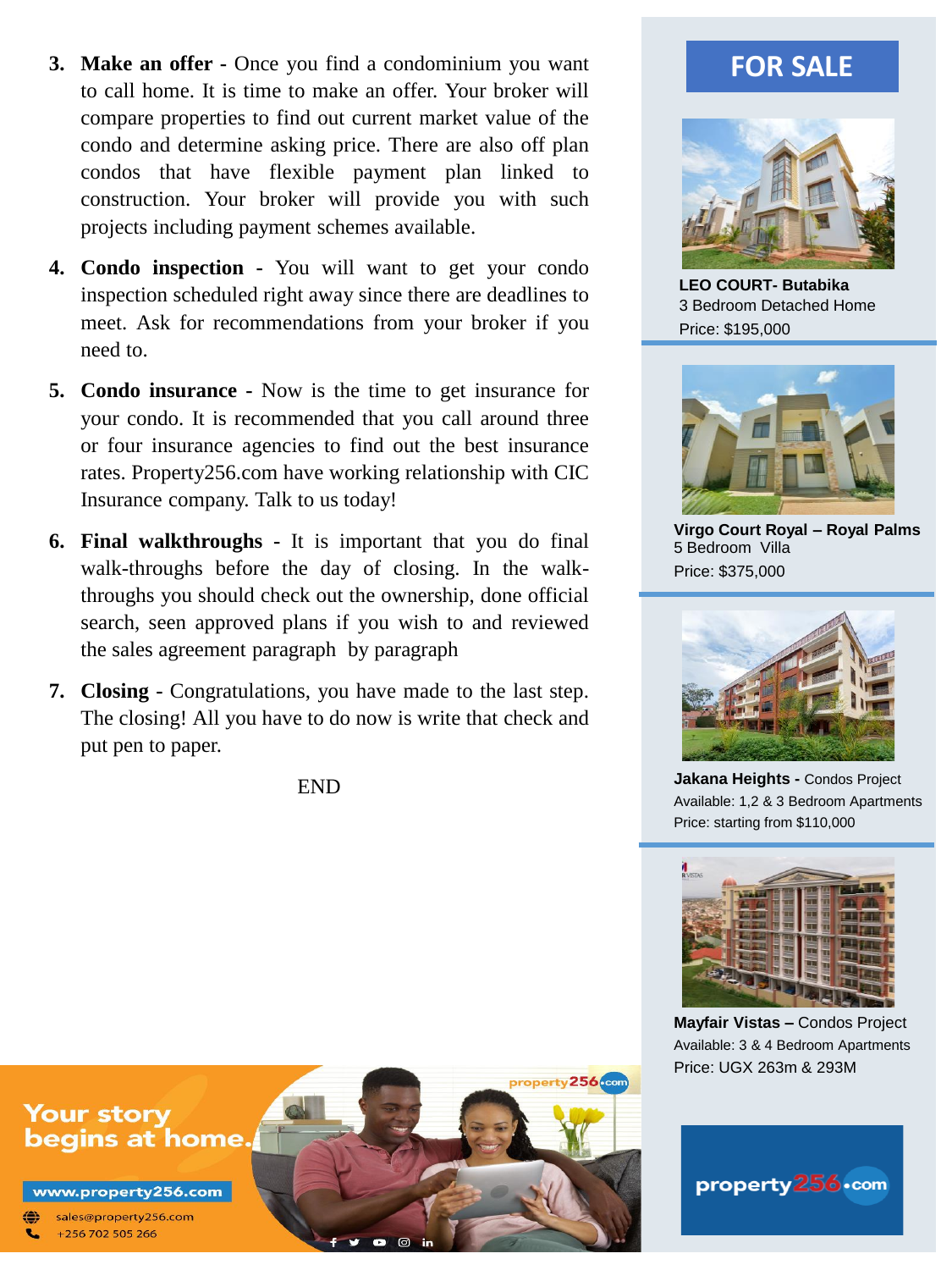3. **Make an offer** - Once you find a condominium you want to call home. It is time to make an offer. Your broker will compare properties to find out current market value of the condo and determine asking price. There are also off plan condos that have flexible payment plan linked to construction. Your broker will provide you with such projects including payment schemes available.

4. **Condo inspection** - You will want to get your condo inspection scheduled right away since there are deadlines to meet. Ask for recommendations from your broker if you need to.

5. **Condo insurance** - Now is the time to get insurance for your condo. It is recommended that you call around three or four insurance agencies to find out the best insurance rates. Property256.com have working relationship with CIC Insurance company. Talk to us today!

6. **Final walkthroughs** - It is important that you do final walk-throughs before the day of closing. In the walk-throughs you should check out the ownership, done official search, seen approved plans if you wish to and reviewed the sales agreement paragraph by paragraph

7. **Closing** - Congratulations, you have made to the last step. The closing! All you have to do now is write that check and put pen to paper.

END

## FOR SALE

**LEO COURT- Butabika**
3 Bedroom Detached Home
Price: $195,000

**Virgo Court Royal – Royal Palms**
5 Bedroom Villa
Price: $375,000

**Jakana Heights -** Condos Project
Available: 1,2 & 3 Bedroom Apartments
Price: starting from $110,000

**Mayfair Vistas –** Condos Project
Available: 3 & 4 Bedroom Apartments
Price: UGX 263m & 293M

property256.com

Your story begins at home.

www.property256.com

sales@property256.com

+256 702 505 266